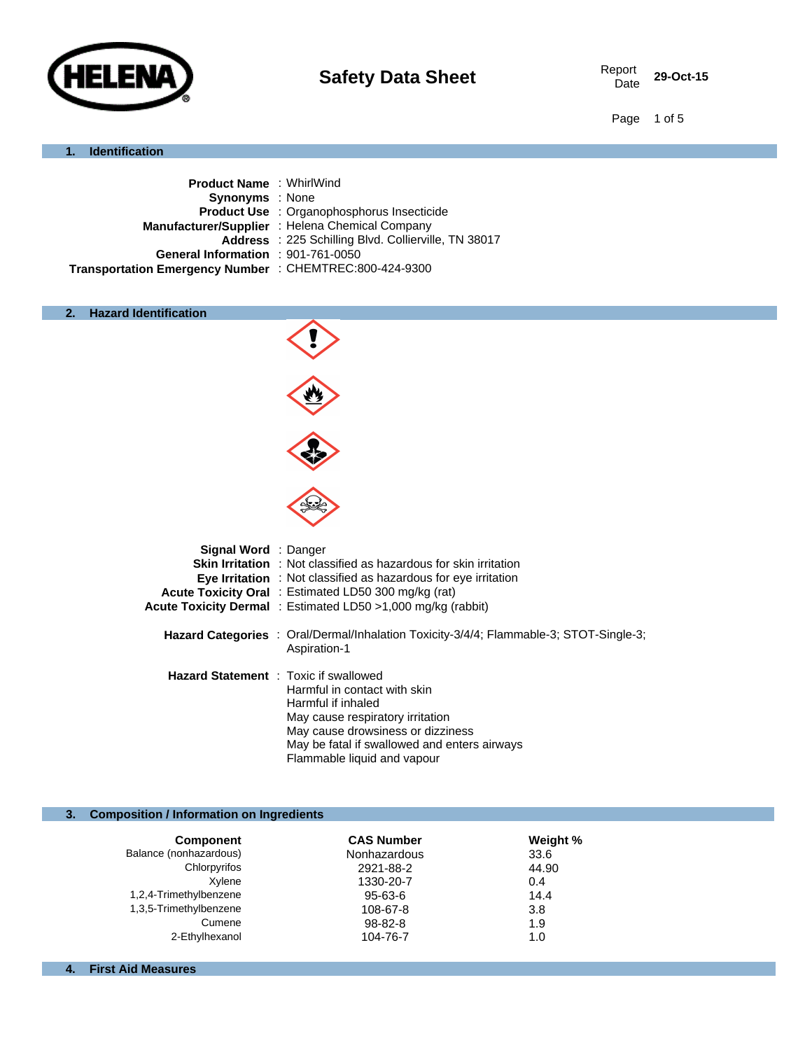# Safety Data Sheet

HELENA

Report Date 29-Oct-15

## 1. Identification

**Product Name** : WhirlWind
**Synonyms** : None
**Product Use** : Organophosphorus Insecticide
**Manufacturer/Supplier** : Helena Chemical Company
**Address** : 225 Schilling Blvd. Collierville, TN 38017
**General Information** : 901-761-0050
**Transportation Emergency Number** : CHEMTREC:800-424-9300

## 2. Hazard Identification

**Signal Word** : Danger
**Skin Irritation** : Not classified as hazardous for skin irritation
**Eye Irritation** : Not classified as hazardous for eye irritation
**Acute Toxicity Oral** : Estimated LD50 300 mg/kg (rat)
**Acute Toxicity Dermal** : Estimated LD50 >1,000 mg/kg (rabbit)

**Hazard Categories** : Oral/Dermal/Inhalation Toxicity-3/4/4; Flammable-3; STOT-Single-3; Aspiration-1

**Hazard Statement** : Toxic if swallowed
Harmful in contact with skin
Harmful if inhaled
May cause respiratory irritation
May cause drowsiness or dizziness
May be fatal if swallowed and enters airways
Flammable liquid and vapour

## 3. Composition / Information on Ingredients

| Component | CAS Number | Weight % |
|---|---|---|
| Balance (nonhazardous) | Nonhazardous | 33.6 |
| Chlorpyrifos | 2921-88-2 | 44.90 |
| Xylene | 1330-20-7 | 0.4 |
| 1,2,4-Trimethylbenzene | 95-63-6 | 14.4 |
| 1,3,5-Trimethylbenzene | 108-67-8 | 3.8 |
| Cumene | 98-82-8 | 1.9 |
| 2-Ethylhexanol | 104-76-7 | 1.0 |

## 4. First Aid Measures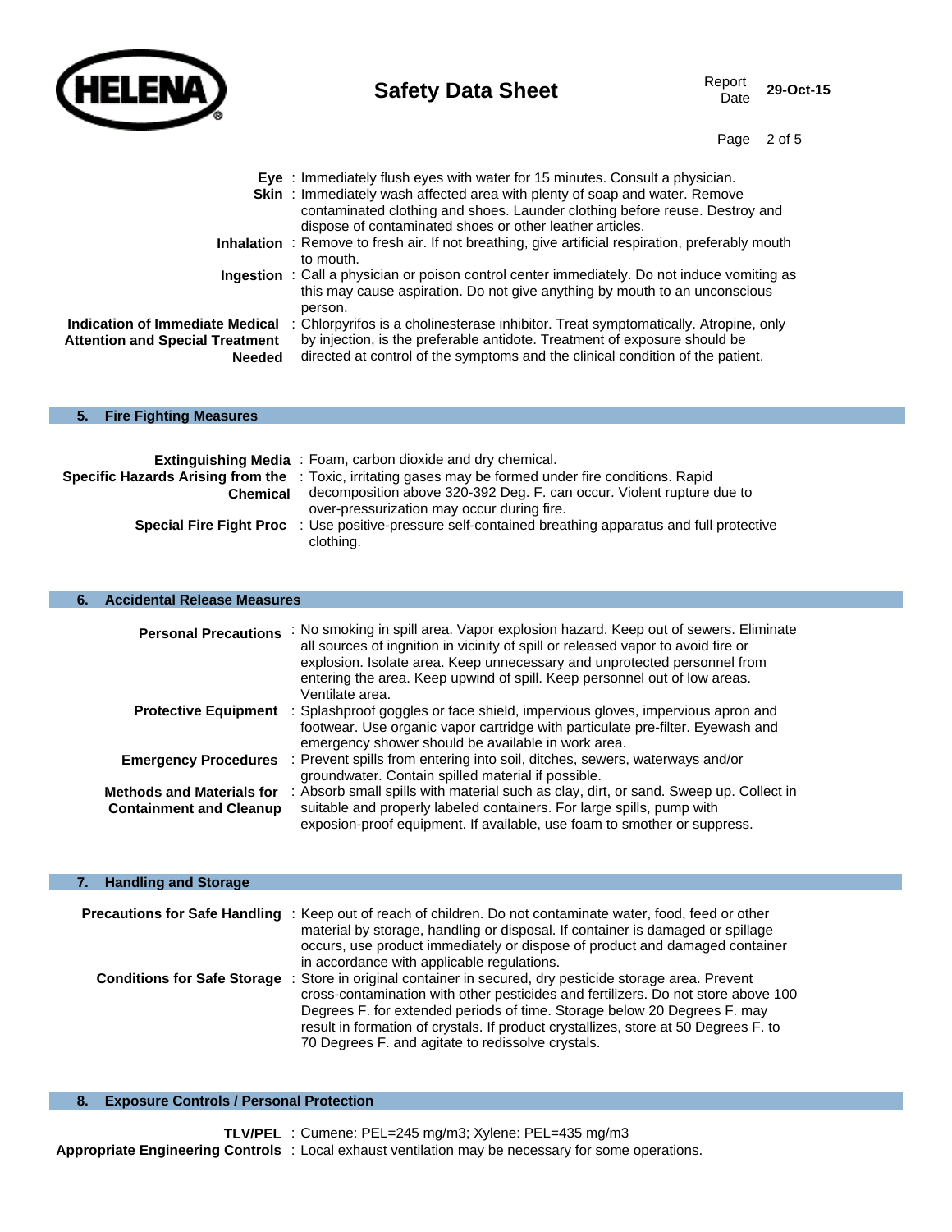**Eye** : Immediately flush eyes with water for 15 minutes. Consult a physician.

**Skin** : Immediately wash affected area with plenty of soap and water. Remove contaminated clothing and shoes. Launder clothing before reuse. Destroy and dispose of contaminated shoes or other leather articles.

**Inhalation** : Remove to fresh air. If not breathing, give artificial respiration, preferably mouth to mouth.

**Ingestion** : Call a physician or poison control center immediately. Do not induce vomiting as this may cause aspiration. Do not give anything by mouth to an unconscious person.

**Indication of Immediate Medical Attention and Special Treatment Needed** : Chlorpyrifos is a cholinesterase inhibitor. Treat symptomatically. Atropine, only by injection, is the preferable antidote. Treatment of exposure should be directed at control of the symptoms and the clinical condition of the patient.

## 5. Fire Fighting Measures

**Extinguishing Media** : Foam, carbon dioxide and dry chemical.

**Specific Hazards Arising from the Chemical** : Toxic, irritating gases may be formed under fire conditions. Rapid decomposition above 320-392 Deg. F. can occur. Violent rupture due to over-pressurization may occur during fire.

**Special Fire Fight Proc** : Use positive-pressure self-contained breathing apparatus and full protective clothing.

## 6. Accidental Release Measures

**Personal Precautions** : No smoking in spill area. Vapor explosion hazard. Keep out of sewers. Eliminate all sources of ingnition in vicinity of spill or released vapor to avoid fire or explosion. Isolate area. Keep unnecessary and unprotected personnel from entering the area. Keep upwind of spill. Keep personnel out of low areas. Ventilate area.

**Protective Equipment** : Splashproof goggles or face shield, impervious gloves, impervious apron and footwear. Use organic vapor cartridge with particulate pre-filter. Eyewash and emergency shower should be available in work area.

**Emergency Procedures** : Prevent spills from entering into soil, ditches, sewers, waterways and/or groundwater. Contain spilled material if possible.

**Methods and Materials for Containment and Cleanup** : Absorb small spills with material such as clay, dirt, or sand. Sweep up. Collect in suitable and properly labeled containers. For large spills, pump with exposion-proof equipment. If available, use foam to smother or suppress.

## 7. Handling and Storage

**Precautions for Safe Handling** : Keep out of reach of children. Do not contaminate water, food, feed or other material by storage, handling or disposal. If container is damaged or spillage occurs, use product immediately or dispose of product and damaged container in accordance with applicable regulations.

**Conditions for Safe Storage** : Store in original container in secured, dry pesticide storage area. Prevent cross-contamination with other pesticides and fertilizers. Do not store above 100 Degrees F. for extended periods of time. Storage below 20 Degrees F. may result in formation of crystals. If product crystallizes, store at 50 Degrees F. to 70 Degrees F. and agitate to redissolve crystals.

## 8. Exposure Controls / Personal Protection

**TLV/PEL** : Cumene: PEL=245 mg/m3; Xylene: PEL=435 mg/m3

**Appropriate Engineering Controls** : Local exhaust ventilation may be necessary for some operations.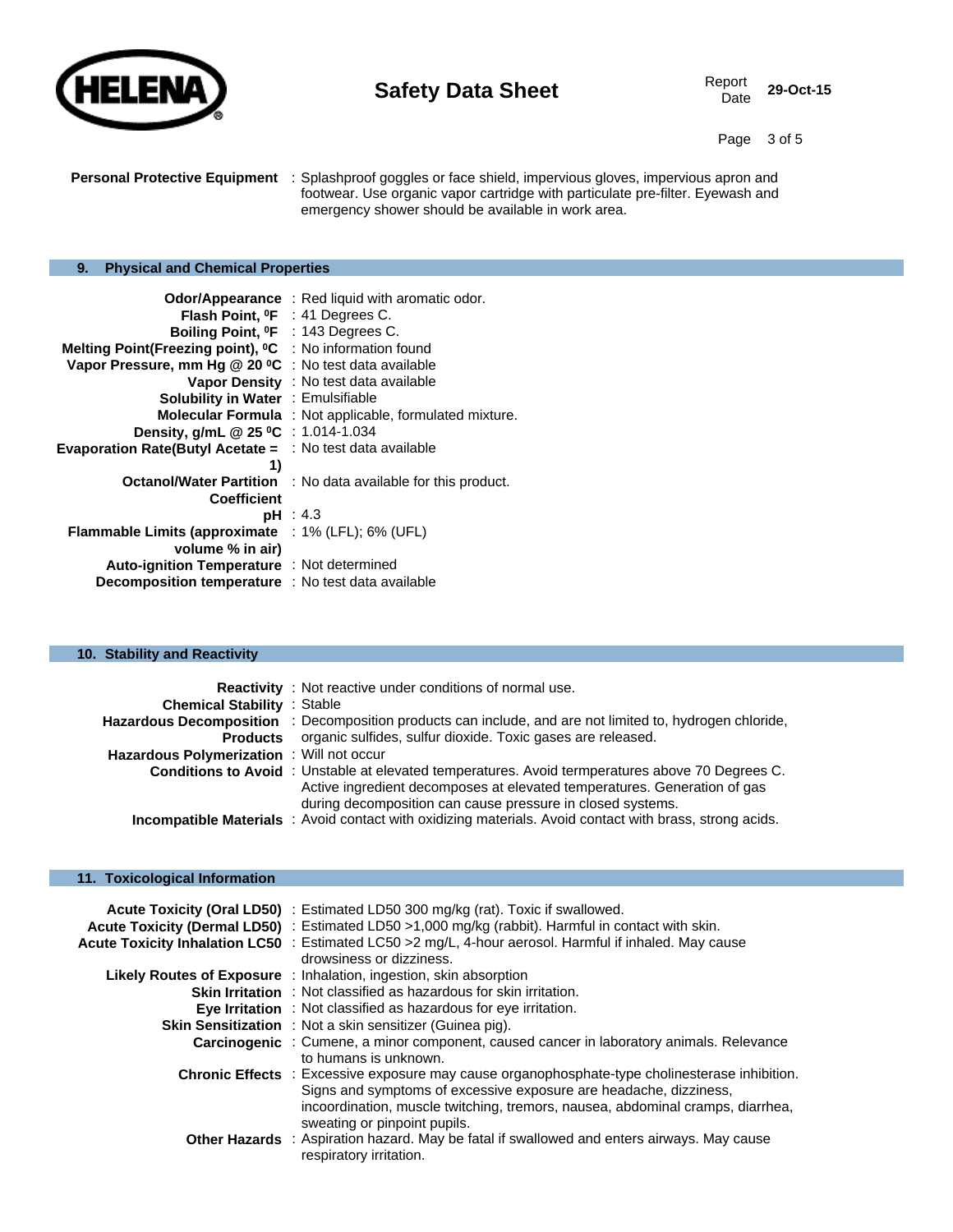**Personal Protective Equipment** : Splashproof goggles or face shield, impervious gloves, impervious apron and footwear. Use organic vapor cartridge with particulate pre-filter. Eyewash and emergency shower should be available in work area.

## 9. Physical and Chemical Properties

| | |
|---|---|
| **Odor/Appearance** | : Red liquid with aromatic odor. |
| **Flash Point, ⁰F** | : 41 Degrees C. |
| **Boiling Point, ⁰F** | : 143 Degrees C. |
| **Melting Point(Freezing point), ⁰C** | : No information found |
| **Vapor Pressure, mm Hg @ 20 ⁰C** | : No test data available |
| **Vapor Density** | : No test data available |
| **Solubility in Water** | : Emulsifiable |
| **Molecular Formula** | : Not applicable, formulated mixture. |
| **Density, g/mL @ 25 ⁰C** | : 1.014-1.034 |
| **Evaporation Rate(Butyl Acetate = 1)** | : No test data available |
| **Octanol/Water Partition Coefficient** | : No data available for this product. |
| **pH** | : 4.3 |
| **Flammable Limits (approximate volume % in air)** | : 1% (LFL); 6% (UFL) |
| **Auto-ignition Temperature** | : Not determined |
| **Decomposition temperature** | : No test data available |

## 10. Stability and Reactivity

| | |
|---|---|
| **Reactivity** | : Not reactive under conditions of normal use. |
| **Chemical Stability** | : Stable |
| **Hazardous Decomposition Products** | : Decomposition products can include, and are not limited to, hydrogen chloride, organic sulfides, sulfur dioxide. Toxic gases are released. |
| **Hazardous Polymerization** | : Will not occur |
| **Conditions to Avoid** | : Unstable at elevated temperatures. Avoid termperatures above 70 Degrees C. Active ingredient decomposes at elevated temperatures. Generation of gas during decomposition can cause pressure in closed systems. |
| **Incompatible Materials** | : Avoid contact with oxidizing materials. Avoid contact with brass, strong acids. |

## 11. Toxicological Information

| | |
|---|---|
| **Acute Toxicity (Oral LD50)** | : Estimated LD50 300 mg/kg (rat). Toxic if swallowed. |
| **Acute Toxicity (Dermal LD50)** | : Estimated LD50 >1,000 mg/kg (rabbit). Harmful in contact with skin. |
| **Acute Toxicity Inhalation LC50** | : Estimated LC50 >2 mg/L, 4-hour aerosol. Harmful if inhaled. May cause drowsiness or dizziness. |
| **Likely Routes of Exposure** | : Inhalation, ingestion, skin absorption |
| **Skin Irritation** | : Not classified as hazardous for skin irritation. |
| **Eye Irritation** | : Not classified as hazardous for eye irritation. |
| **Skin Sensitization** | : Not a skin sensitizer (Guinea pig). |
| **Carcinogenic** | : Cumene, a minor component, caused cancer in laboratory animals. Relevance to humans is unknown. |
| **Chronic Effects** | : Excessive exposure may cause organophosphate-type cholinesterase inhibition. Signs and symptoms of excessive exposure are headache, dizziness, incoordination, muscle twitching, tremors, nausea, abdominal cramps, diarrhea, sweating or pinpoint pupils. |
| **Other Hazards** | : Aspiration hazard. May be fatal if swallowed and enters airways. May cause respiratory irritation. |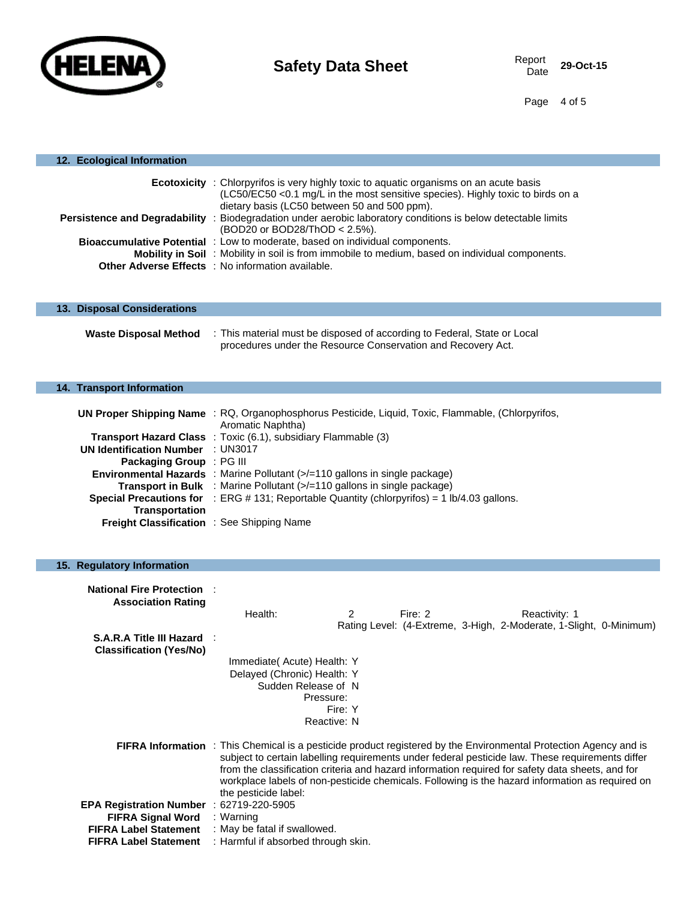## 12. Ecological Information

**Ecotoxicity** : Chlorpyrifos is very highly toxic to aquatic organisms on an acute basis (LC50/EC50 <0.1 mg/L in the most sensitive species). Highly toxic to birds on a dietary basis (LC50 between 50 and 500 ppm).

**Persistence and Degradability** : Biodegradation under aerobic laboratory conditions is below detectable limits (BOD20 or BOD28/ThOD < 2.5%).

**Bioaccumulative Potential** : Low to moderate, based on individual components.

**Mobility in Soil** : Mobility in soil is from immobile to medium, based on individual components.

**Other Adverse Effects** : No information available.

## 13. Disposal Considerations

**Waste Disposal Method** : This material must be disposed of according to Federal, State or Local procedures under the Resource Conservation and Recovery Act.

## 14. Transport Information

**UN Proper Shipping Name** : RQ, Organophosphorus Pesticide, Liquid, Toxic, Flammable, (Chlorpyrifos, Aromatic Naphtha)

**Transport Hazard Class** : Toxic (6.1), subsidiary Flammable (3)

**UN Identification Number** : UN3017

**Packaging Group** : PG III

**Environmental Hazards** : Marine Pollutant (>/=110 gallons in single package)

**Transport in Bulk** : Marine Pollutant (>/=110 gallons in single package)

**Special Precautions for Transportation** : ERG # 131; Reportable Quantity (chlorpyrifos) = 1 lb/4.03 gallons.

**Freight Classification** : See Shipping Name

## 15. Regulatory Information

**National Fire Protection Association Rating** :

Health: 2 Fire: 2 Reactivity: 1

Rating Level: (4-Extreme, 3-High, 2-Moderate, 1-Slight, 0-Minimum)

**S.A.R.A Title III Hazard Classification (Yes/No)** :

Immediate( Acute) Health: Y
Delayed (Chronic) Health: Y
Sudden Release of Pressure: N
Fire: Y
Reactive: N

**FIFRA Information** : This Chemical is a pesticide product registered by the Environmental Protection Agency and is subject to certain labelling requirements under federal pesticide law. These requirements differ from the classification criteria and hazard information required for safety data sheets, and for workplace labels of non-pesticide chemicals. Following is the hazard information as required on the pesticide label:

**EPA Registration Number** : 62719-220-5905

**FIFRA Signal Word** : Warning

**FIFRA Label Statement** : May be fatal if swallowed.

**FIFRA Label Statement** : Harmful if absorbed through skin.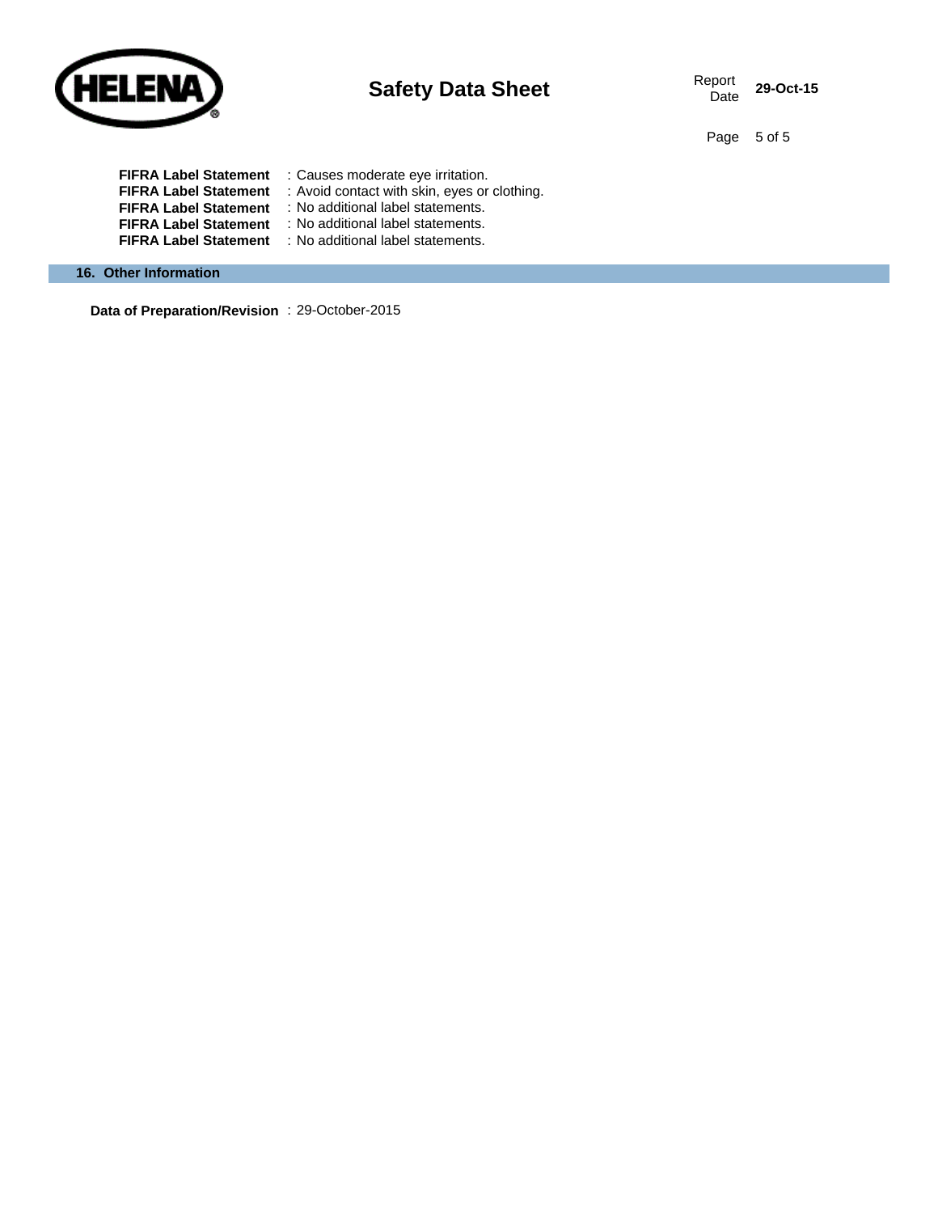**FIFRA Label Statement** : Causes moderate eye irritation.
**FIFRA Label Statement** : Avoid contact with skin, eyes or clothing.
**FIFRA Label Statement** : No additional label statements.
**FIFRA Label Statement** : No additional label statements.
**FIFRA Label Statement** : No additional label statements.

## 16. Other Information

**Data of Preparation/Revision** : 29-October-2015